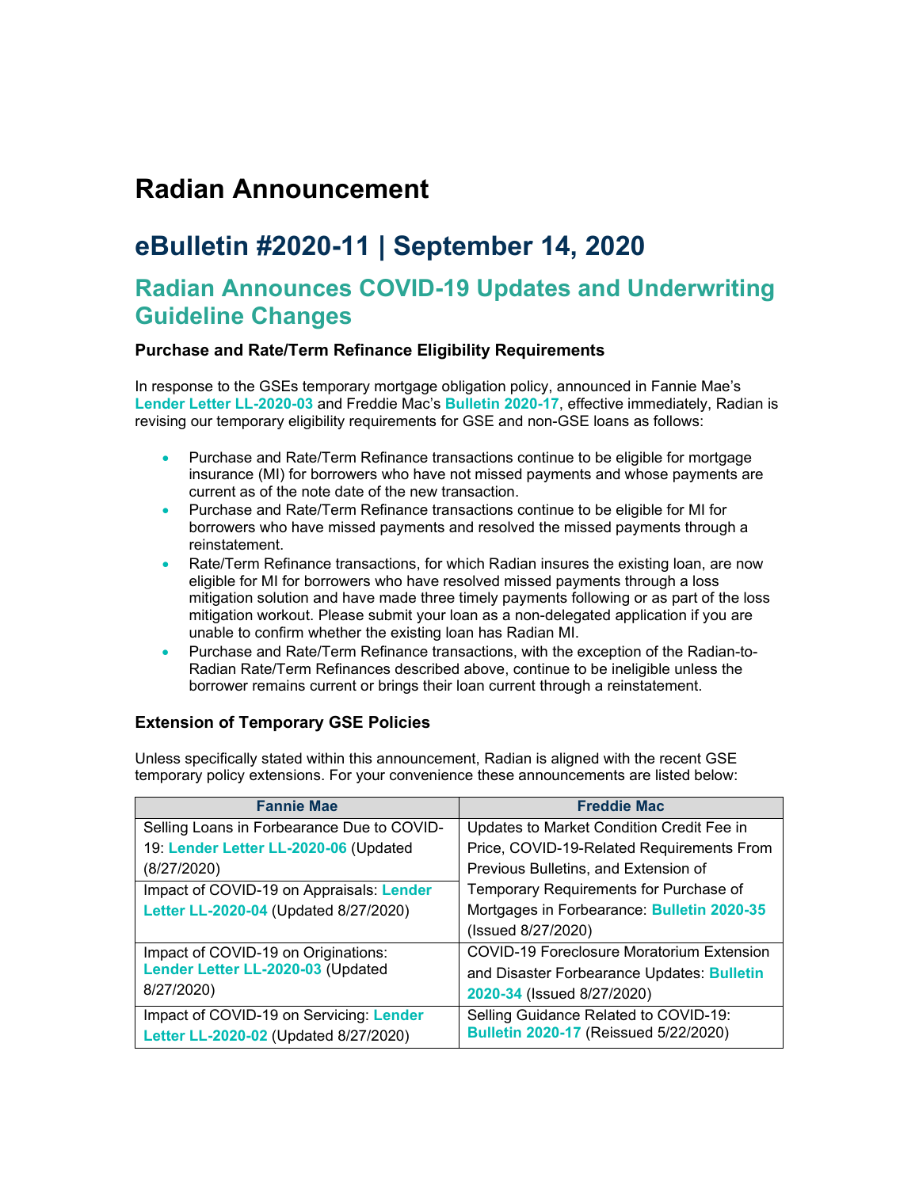# Radian Announcement

# eBulletin #2020-11 | September 14, 2020

## Radian Announces COVID-19 Updates and Underwriting Guideline Changes

### Purchase and Rate/Term Refinance Eligibility Requirements

In response to the GSEs temporary mortgage obligation policy, announced in Fannie Mae's **Lender Letter LL-2020-03** and Freddie Mac's **Bulletin 2020-17**, effective immediately, Radian is revising our temporary eligibility requirements for GSE and non-GSE loans as follows:

- Purchase and Rate/Term Refinance transactions continue to be eligible for mortgage insurance (MI) for borrowers who have not missed payments and whose payments are current as of the note date of the new transaction.
- Purchase and Rate/Term Refinance transactions continue to be eligible for MI for borrowers who have missed payments and resolved the missed payments through a reinstatement.
- Rate/Term Refinance transactions, for which Radian insures the existing loan, are now eligible for MI for borrowers who have resolved missed payments through a loss mitigation solution and have made three timely payments following or as part of the loss mitigation workout. Please submit your loan as a non-delegated application if you are unable to confirm whether the existing loan has Radian MI.
- Purchase and Rate/Term Refinance transactions, with the exception of the Radian-to-Radian Rate/Term Refinances described above, continue to be ineligible unless the borrower remains current or brings their loan current through a reinstatement.

### Extension of Temporary GSE Policies

Unless specifically stated within this announcement, Radian is aligned with the recent GSE temporary policy extensions. For your convenience these announcements are listed below:

| Fannie Mae | Freddie Mac |
|---|---|
| Selling Loans in Forbearance Due to COVID-19: **Lender Letter LL-2020-06** (Updated (8/27/2020)<br>Impact of COVID-19 on Appraisals: **Lender Letter LL-2020-04** (Updated 8/27/2020) | Updates to Market Condition Credit Fee in Price, COVID-19-Related Requirements From Previous Bulletins, and Extension of Temporary Requirements for Purchase of Mortgages in Forbearance: **Bulletin 2020-35** (Issued 8/27/2020) |
| Impact of COVID-19 on Originations: **Lender Letter LL-2020-03** (Updated 8/27/2020) | COVID-19 Foreclosure Moratorium Extension and Disaster Forbearance Updates: **Bulletin 2020-34** (Issued 8/27/2020) |
| Impact of COVID-19 on Servicing: **Lender Letter LL-2020-02** (Updated 8/27/2020) | Selling Guidance Related to COVID-19: **Bulletin 2020-17** (Reissued 5/22/2020) |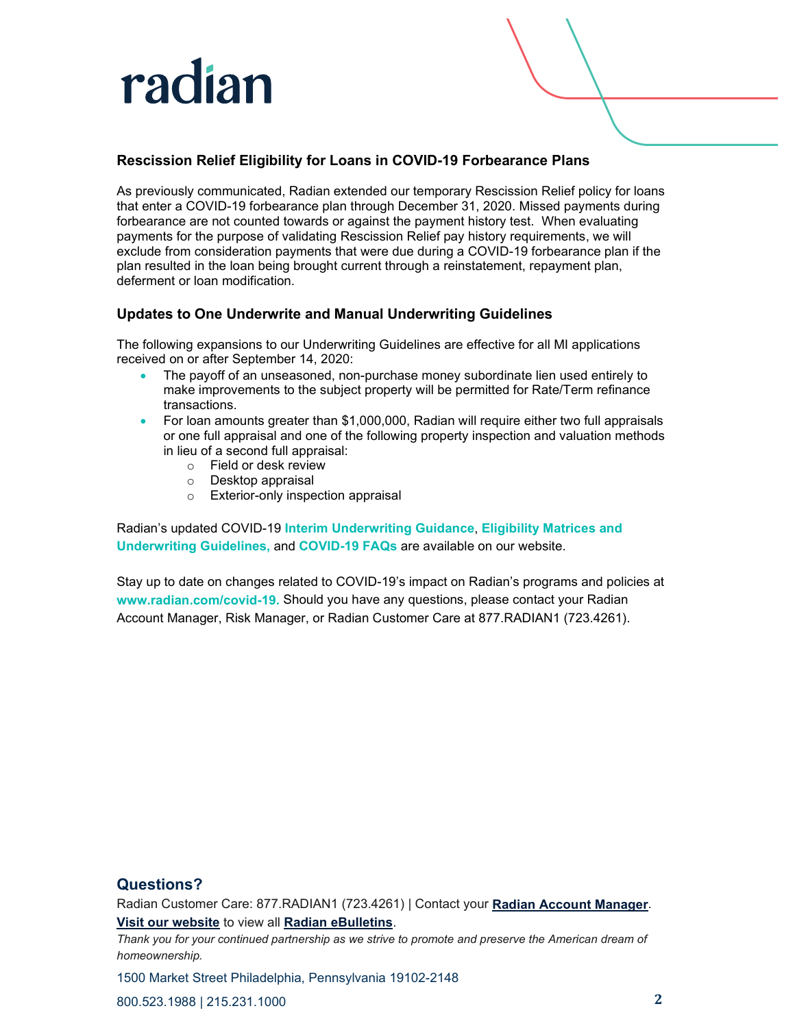radian

### Rescission Relief Eligibility for Loans in COVID-19 Forbearance Plans

As previously communicated, Radian extended our temporary Rescission Relief policy for loans that enter a COVID-19 forbearance plan through December 31, 2020. Missed payments during forbearance are not counted towards or against the payment history test. When evaluating payments for the purpose of validating Rescission Relief pay history requirements, we will exclude from consideration payments that were due during a COVID-19 forbearance plan if the plan resulted in the loan being brought current through a reinstatement, repayment plan, deferment or loan modification.

### Updates to One Underwrite and Manual Underwriting Guidelines

The following expansions to our Underwriting Guidelines are effective for all MI applications received on or after September 14, 2020:

- The payoff of an unseasoned, non-purchase money subordinate lien used entirely to make improvements to the subject property will be permitted for Rate/Term refinance transactions.
- For loan amounts greater than $1,000,000, Radian will require either two full appraisals or one full appraisal and one of the following property inspection and valuation methods in lieu of a second full appraisal:
  - Field or desk review
  - Desktop appraisal
  - Exterior-only inspection appraisal

Radian's updated COVID-19 **Interim Underwriting Guidance**, **Eligibility Matrices and Underwriting Guidelines,** and **COVID-19 FAQs** are available on our website.

Stay up to date on changes related to COVID-19's impact on Radian's programs and policies at **www.radian.com/covid-19.** Should you have any questions, please contact your Radian Account Manager, Risk Manager, or Radian Customer Care at 877.RADIAN1 (723.4261).

## Questions?

Radian Customer Care: 877.RADIAN1 (723.4261) | Contact your **Radian Account Manager**.
**Visit our website** to view all **Radian eBulletins**.

*Thank you for your continued partnership as we strive to promote and preserve the American dream of homeownership.*

1500 Market Street Philadelphia, Pennsylvania 19102-2148

800.523.1988 | 215.231.1000